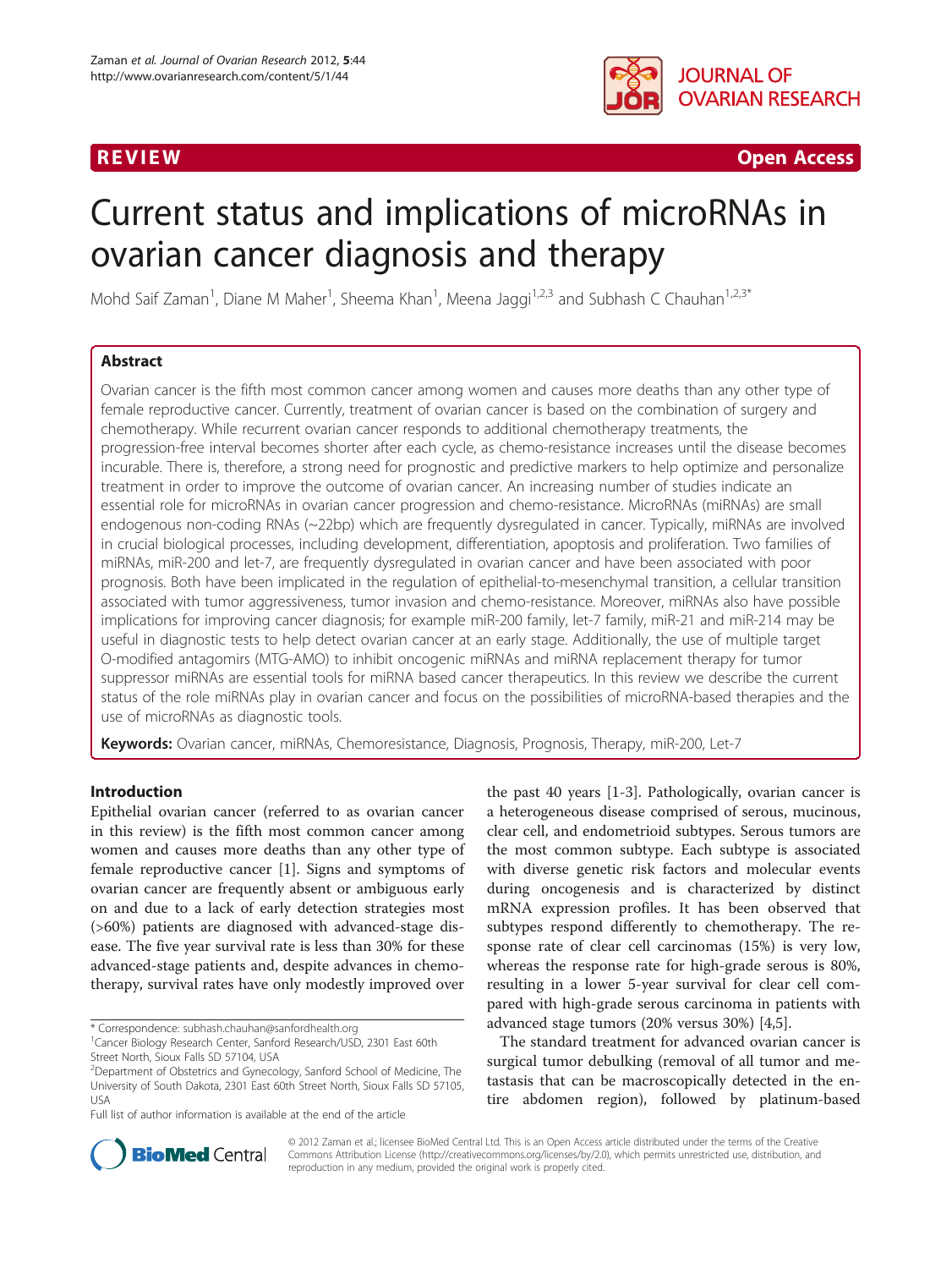REVIEW Open Access

# Current status and implications of microRNAs in ovarian cancer diagnosis and therapy

Mohd Saif Zaman[1], Diane M Maher[1], Sheema Khan[1], Meena Jaggi[1,2,3] and Subhash C Chauhan[1,2,3*]

## Abstract

Ovarian cancer is the fifth most common cancer among women and causes more deaths than any other type of female reproductive cancer. Currently, treatment of ovarian cancer is based on the combination of surgery and chemotherapy. While recurrent ovarian cancer responds to additional chemotherapy treatments, the progression-free interval becomes shorter after each cycle, as chemo-resistance increases until the disease becomes incurable. There is, therefore, a strong need for prognostic and predictive markers to help optimize and personalize treatment in order to improve the outcome of ovarian cancer. An increasing number of studies indicate an essential role for microRNAs in ovarian cancer progression and chemo-resistance. MicroRNAs (miRNAs) are small endogenous non-coding RNAs (~22bp) which are frequently dysregulated in cancer. Typically, miRNAs are involved in crucial biological processes, including development, differentiation, apoptosis and proliferation. Two families of miRNAs, miR-200 and let-7, are frequently dysregulated in ovarian cancer and have been associated with poor prognosis. Both have been implicated in the regulation of epithelial-to-mesenchymal transition, a cellular transition associated with tumor aggressiveness, tumor invasion and chemo-resistance. Moreover, miRNAs also have possible implications for improving cancer diagnosis; for example miR-200 family, let-7 family, miR-21 and miR-214 may be useful in diagnostic tests to help detect ovarian cancer at an early stage. Additionally, the use of multiple target O-modified antagomirs (MTG-AMO) to inhibit oncogenic miRNAs and miRNA replacement therapy for tumor suppressor miRNAs are essential tools for miRNA based cancer therapeutics. In this review we describe the current status of the role miRNAs play in ovarian cancer and focus on the possibilities of microRNA-based therapies and the use of microRNAs as diagnostic tools.

**Keywords:** Ovarian cancer, miRNAs, Chemoresistance, Diagnosis, Prognosis, Therapy, miR-200, Let-7

## Introduction

Epithelial ovarian cancer (referred to as ovarian cancer in this review) is the fifth most common cancer among women and causes more deaths than any other type of female reproductive cancer [1]. Signs and symptoms of ovarian cancer are frequently absent or ambiguous early on and due to a lack of early detection strategies most (>60%) patients are diagnosed with advanced-stage disease. The five year survival rate is less than 30% for these advanced-stage patients and, despite advances in chemotherapy, survival rates have only modestly improved over the past 40 years [1-3]. Pathologically, ovarian cancer is a heterogeneous disease comprised of serous, mucinous, clear cell, and endometrioid subtypes. Serous tumors are the most common subtype. Each subtype is associated with diverse genetic risk factors and molecular events during oncogenesis and is characterized by distinct mRNA expression profiles. It has been observed that subtypes respond differently to chemotherapy. The response rate of clear cell carcinomas (15%) is very low, whereas the response rate for high-grade serous is 80%, resulting in a lower 5-year survival for clear cell compared with high-grade serous carcinoma in patients with advanced stage tumors (20% versus 30%) [4,5].

The standard treatment for advanced ovarian cancer is surgical tumor debulking (removal of all tumor and metastasis that can be macroscopically detected in the entire abdomen region), followed by platinum-based

\* Correspondence: subhash.chauhan@sanfordhealth.org
[1]Cancer Biology Research Center, Sanford Research/USD, 2301 East 60th Street North, Sioux Falls SD 57104, USA
[2]Department of Obstetrics and Gynecology, Sanford School of Medicine, The University of South Dakota, 2301 East 60th Street North, Sioux Falls SD 57105, USA
Full list of author information is available at the end of the article

© 2012 Zaman et al.; licensee BioMed Central Ltd. This is an Open Access article distributed under the terms of the Creative Commons Attribution License (http://creativecommons.org/licenses/by/2.0), which permits unrestricted use, distribution, and reproduction in any medium, provided the original work is properly cited.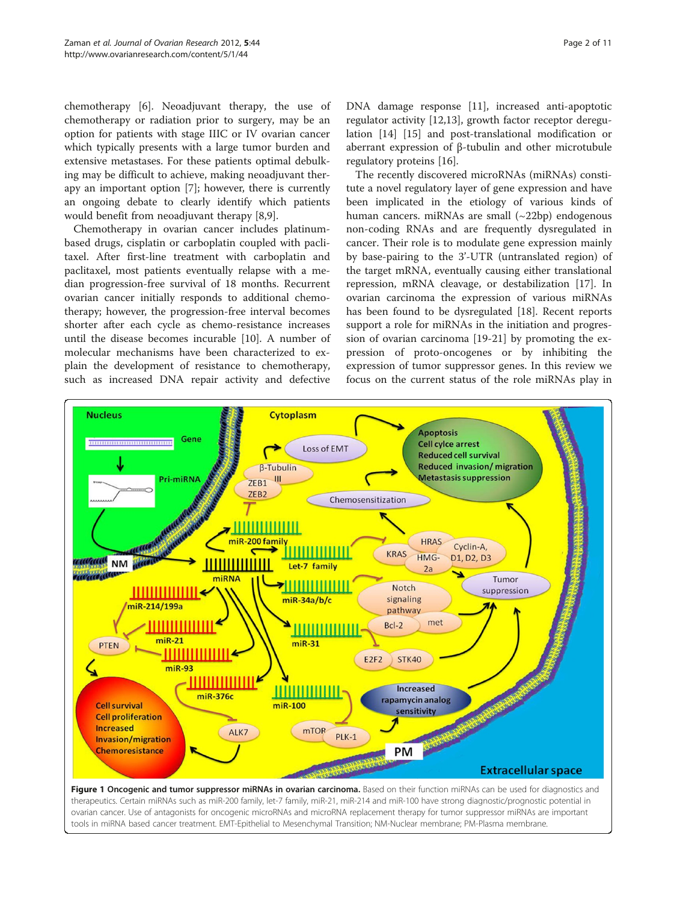chemotherapy [6]. Neoadjuvant therapy, the use of chemotherapy or radiation prior to surgery, may be an option for patients with stage IIIC or IV ovarian cancer which typically presents with a large tumor burden and extensive metastases. For these patients optimal debulking may be difficult to achieve, making neoadjuvant therapy an important option [7]; however, there is currently an ongoing debate to clearly identify which patients would benefit from neoadjuvant therapy [8,9].

Chemotherapy in ovarian cancer includes platinum-based drugs, cisplatin or carboplatin coupled with paclitaxel. After first-line treatment with carboplatin and paclitaxel, most patients eventually relapse with a median progression-free survival of 18 months. Recurrent ovarian cancer initially responds to additional chemotherapy; however, the progression-free interval becomes shorter after each cycle as chemo-resistance increases until the disease becomes incurable [10]. A number of molecular mechanisms have been characterized to explain the development of resistance to chemotherapy, such as increased DNA repair activity and defective DNA damage response [11], increased anti-apoptotic regulator activity [12,13], growth factor receptor deregulation [14] [15] and post-translational modification or aberrant expression of β-tubulin and other microtubule regulatory proteins [16].

The recently discovered microRNAs (miRNAs) constitute a novel regulatory layer of gene expression and have been implicated in the etiology of various kinds of human cancers. miRNAs are small (~22bp) endogenous non-coding RNAs and are frequently dysregulated in cancer. Their role is to modulate gene expression mainly by base-pairing to the 3'-UTR (untranslated region) of the target mRNA, eventually causing either translational repression, mRNA cleavage, or destabilization [17]. In ovarian carcinoma the expression of various miRNAs has been found to be dysregulated [18]. Recent reports support a role for miRNAs in the initiation and progression of ovarian carcinoma [19-21] by promoting the expression of proto-oncogenes or by inhibiting the expression of tumor suppressor genes. In this review we focus on the current status of the role miRNAs play in

**Figure 1 Oncogenic and tumor suppressor miRNAs in ovarian carcinoma.** Based on their function miRNAs can be used for diagnostics and therapeutics. Certain miRNAs such as miR-200 family, let-7 family, miR-21, miR-214 and miR-100 have strong diagnostic/prognostic potential in ovarian cancer. Use of antagonists for oncogenic microRNAs and microRNA replacement therapy for tumor suppressor miRNAs are important tools in miRNA based cancer treatment. EMT-Epithelial to Mesenchymal Transition; NM-Nuclear membrane; PM-Plasma membrane.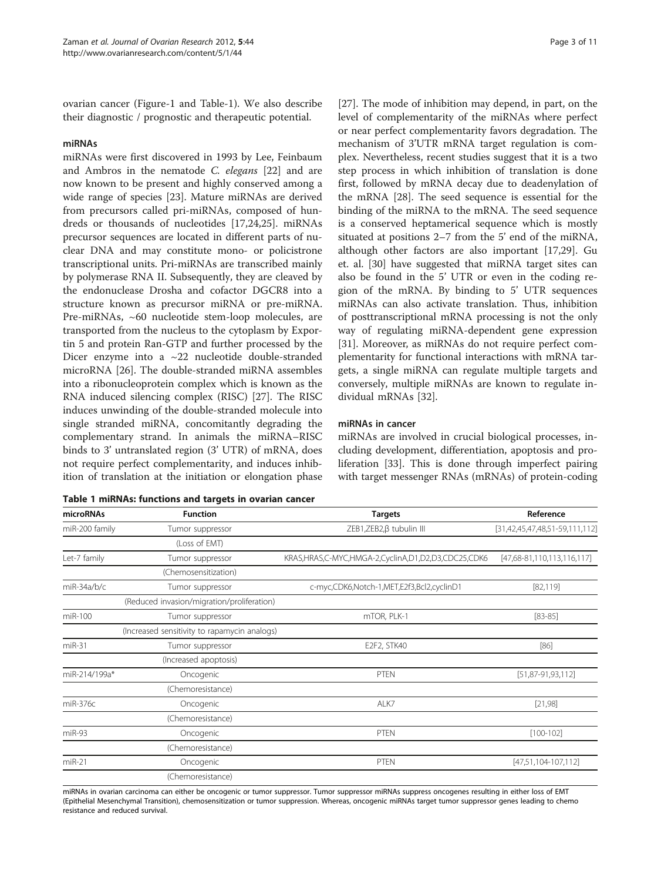ovarian cancer (Figure-1 and Table-1). We also describe their diagnostic / prognostic and therapeutic potential.

## miRNAs

miRNAs were first discovered in 1993 by Lee, Feinbaum and Ambros in the nematode *C. elegans* [22] and are now known to be present and highly conserved among a wide range of species [23]. Mature miRNAs are derived from precursors called pri-miRNAs, composed of hundreds or thousands of nucleotides [17,24,25]. miRNAs precursor sequences are located in different parts of nuclear DNA and may constitute mono- or policistrone transcriptional units. Pri-miRNAs are transcribed mainly by polymerase RNA II. Subsequently, they are cleaved by the endonuclease Drosha and cofactor DGCR8 into a structure known as precursor miRNA or pre-miRNA. Pre-miRNAs, ~60 nucleotide stem-loop molecules, are transported from the nucleus to the cytoplasm by Exportin 5 and protein Ran-GTP and further processed by the Dicer enzyme into a ~22 nucleotide double-stranded microRNA [26]. The double-stranded miRNA assembles into a ribonucleoprotein complex which is known as the RNA induced silencing complex (RISC) [27]. The RISC induces unwinding of the double-stranded molecule into single stranded miRNA, concomitantly degrading the complementary strand. In animals the miRNA–RISC binds to 3′ untranslated region (3′ UTR) of mRNA, does not require perfect complementarity, and induces inhibition of translation at the initiation or elongation phase [27]. The mode of inhibition may depend, in part, on the level of complementarity of the miRNAs where perfect or near perfect complementarity favors degradation. The mechanism of 3′UTR mRNA target regulation is complex. Nevertheless, recent studies suggest that it is a two step process in which inhibition of translation is done first, followed by mRNA decay due to deadenylation of the mRNA [28]. The seed sequence is essential for the binding of the miRNA to the mRNA. The seed sequence is a conserved heptamerical sequence which is mostly situated at positions 2–7 from the 5′ end of the miRNA, although other factors are also important [17,29]. Gu et. al. [30] have suggested that miRNA target sites can also be found in the 5′ UTR or even in the coding region of the mRNA. By binding to 5′ UTR sequences miRNAs can also activate translation. Thus, inhibition of posttranscriptional mRNA processing is not the only way of regulating miRNA-dependent gene expression [31]. Moreover, as miRNAs do not require perfect complementarity for functional interactions with mRNA targets, a single miRNA can regulate multiple targets and conversely, multiple miRNAs are known to regulate individual mRNAs [32].

## miRNAs in cancer

miRNAs are involved in crucial biological processes, including development, differentiation, apoptosis and proliferation [33]. This is done through imperfect pairing with target messenger RNAs (mRNAs) of protein-coding

**Table 1 miRNAs: functions and targets in ovarian cancer**

| microRNAs | Function | Targets | Reference |
|---|---|---|---|
| miR-200 family | Tumor suppressor (Loss of EMT) | ZEB1,ZEB2,β tubulin III | [31,42,45,47,48,51-59,111,112] |
| Let-7 family | Tumor suppressor (Chemosensitization) | KRAS,HRAS,C-MYC,HMGA-2,CyclinA,D1,D2,D3,CDC25,CDK6 | [47,68-81,110,113,116,117] |
| miR-34a/b/c | Tumor suppressor (Reduced invasion/migration/proliferation) | c-myc,CDK6,Notch-1,MET,E2f3,Bcl2,cyclinD1 | [82,119] |
| miR-100 | Tumor suppressor (Increased sensitivity to rapamycin analogs) | mTOR, PLK-1 | [83-85] |
| miR-31 | Tumor suppressor (Increased apoptosis) | E2F2, STK40 | [86] |
| miR-214/199a* | Oncogenic (Chemoresistance) | PTEN | [51,87-91,93,112] |
| miR-376c | Oncogenic (Chemoresistance) | ALK7 | [21,98] |
| miR-93 | Oncogenic (Chemoresistance) | PTEN | [100-102] |
| miR-21 | Oncogenic (Chemoresistance) | PTEN | [47,51,104-107,112] |

miRNAs in ovarian carcinoma can either be oncogenic or tumor suppressor. Tumor suppressor miRNAs suppress oncogenes resulting in either loss of EMT (Epithelial Mesenchymal Transition), chemosensitization or tumor suppression. Whereas, oncogenic miRNAs target tumor suppressor genes leading to chemo resistance and reduced survival.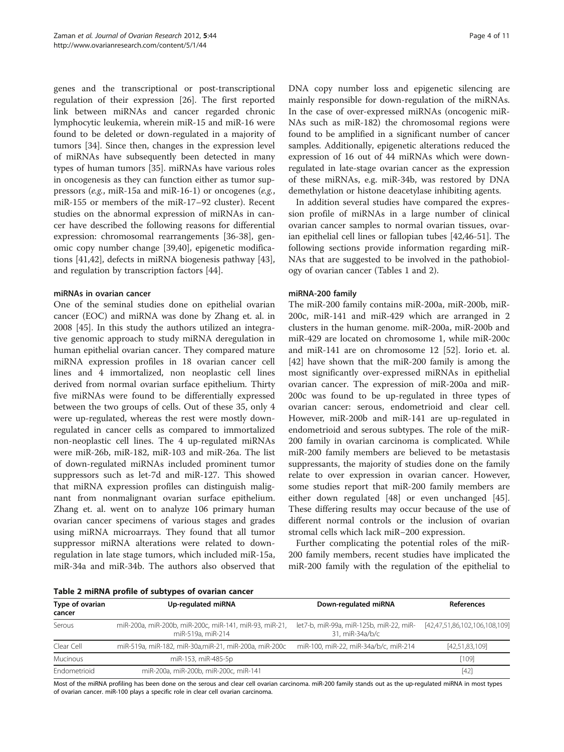genes and the transcriptional or post-transcriptional regulation of their expression [26]. The first reported link between miRNAs and cancer regarded chronic lymphocytic leukemia, wherein miR-15 and miR-16 were found to be deleted or down-regulated in a majority of tumors [34]. Since then, changes in the expression level of miRNAs have subsequently been detected in many types of human tumors [35]. miRNAs have various roles in oncogenesis as they can function either as tumor suppressors (*e.g.*, miR-15a and miR-16-1) or oncogenes (*e.g.*, miR-155 or members of the miR-17–92 cluster). Recent studies on the abnormal expression of miRNAs in cancer have described the following reasons for differential expression: chromosomal rearrangements [36-38], genomic copy number change [39,40], epigenetic modifications [41,42], defects in miRNA biogenesis pathway [43], and regulation by transcription factors [44].

### miRNAs in ovarian cancer

One of the seminal studies done on epithelial ovarian cancer (EOC) and miRNA was done by Zhang et. al. in 2008 [45]. In this study the authors utilized an integrative genomic approach to study miRNA deregulation in human epithelial ovarian cancer. They compared mature miRNA expression profiles in 18 ovarian cancer cell lines and 4 immortalized, non neoplastic cell lines derived from normal ovarian surface epithelium. Thirty five miRNAs were found to be differentially expressed between the two groups of cells. Out of these 35, only 4 were up-regulated, whereas the rest were mostly down-regulated in cancer cells as compared to immortalized non-neoplastic cell lines. The 4 up-regulated miRNAs were miR-26b, miR-182, miR-103 and miR-26a. The list of down-regulated miRNAs included prominent tumor suppressors such as let-7d and miR-127. This showed that miRNA expression profiles can distinguish malignant from nonmalignant ovarian surface epithelium. Zhang et. al. went on to analyze 106 primary human ovarian cancer specimens of various stages and grades using miRNA microarrays. They found that all tumor suppressor miRNA alterations were related to down-regulation in late stage tumors, which included miR-15a, miR-34a and miR-34b. The authors also observed that DNA copy number loss and epigenetic silencing are mainly responsible for down-regulation of the miRNAs. In the case of over-expressed miRNAs (oncogenic miRNAs such as miR-182) the chromosomal regions were found to be amplified in a significant number of cancer samples. Additionally, epigenetic alterations reduced the expression of 16 out of 44 miRNAs which were down-regulated in late-stage ovarian cancer as the expression of these miRNAs, e.g. miR-34b, was restored by DNA demethylation or histone deacetylase inhibiting agents.

In addition several studies have compared the expression profile of miRNAs in a large number of clinical ovarian cancer samples to normal ovarian tissues, ovarian epithelial cell lines or fallopian tubes [42,46-51]. The following sections provide information regarding miRNAs that are suggested to be involved in the pathobiology of ovarian cancer (Tables 1 and 2).

### miRNA-200 family

The miR-200 family contains miR-200a, miR-200b, miR-200c, miR-141 and miR-429 which are arranged in 2 clusters in the human genome. miR-200a, miR-200b and miR-429 are located on chromosome 1, while miR-200c and miR-141 are on chromosome 12 [52]. Iorio et. al. [42] have shown that the miR-200 family is among the most significantly over-expressed miRNAs in epithelial ovarian cancer. The expression of miR-200a and miR-200c was found to be up-regulated in three types of ovarian cancer: serous, endometrioid and clear cell. However, miR-200b and miR-141 are up-regulated in endometrioid and serous subtypes. The role of the miR-200 family in ovarian carcinoma is complicated. While miR-200 family members are believed to be metastasis suppressants, the majority of studies done on the family relate to over expression in ovarian cancer. However, some studies report that miR-200 family members are either down regulated [48] or even unchanged [45]. These differing results may occur because of the use of different normal controls or the inclusion of ovarian stromal cells which lack miR−200 expression.

Further complicating the potential roles of the miR-200 family members, recent studies have implicated the miR-200 family with the regulation of the epithelial to

**Table 2 miRNA profile of subtypes of ovarian cancer**

| Type of ovarian cancer | Up-regulated miRNA | Down-regulated miRNA | References |
|---|---|---|---|
| Serous | miR-200a, miR-200b, miR-200c, miR-141, miR-93, miR-21, miR-519a, miR-214 | let7-b, miR-99a, miR-125b, miR-22, miR-31, miR-34a/b/c | [42,47,51,86,102,106,108,109] |
| Clear Cell | miR-519a, miR-182, miR-30a,miR-21, miR-200a, miR-200c | miR-100, miR-22, miR-34a/b/c, miR-214 | [42,51,83,109] |
| Mucinous | miR-153, miR-485-5p | | [109] |
| Endometrioid | miR-200a, miR-200b, miR-200c, miR-141 | | [42] |

Most of the miRNA profiling has been done on the serous and clear cell ovarian carcinoma. miR-200 family stands out as the up-regulated miRNA in most types of ovarian cancer. miR-100 plays a specific role in clear cell ovarian carcinoma.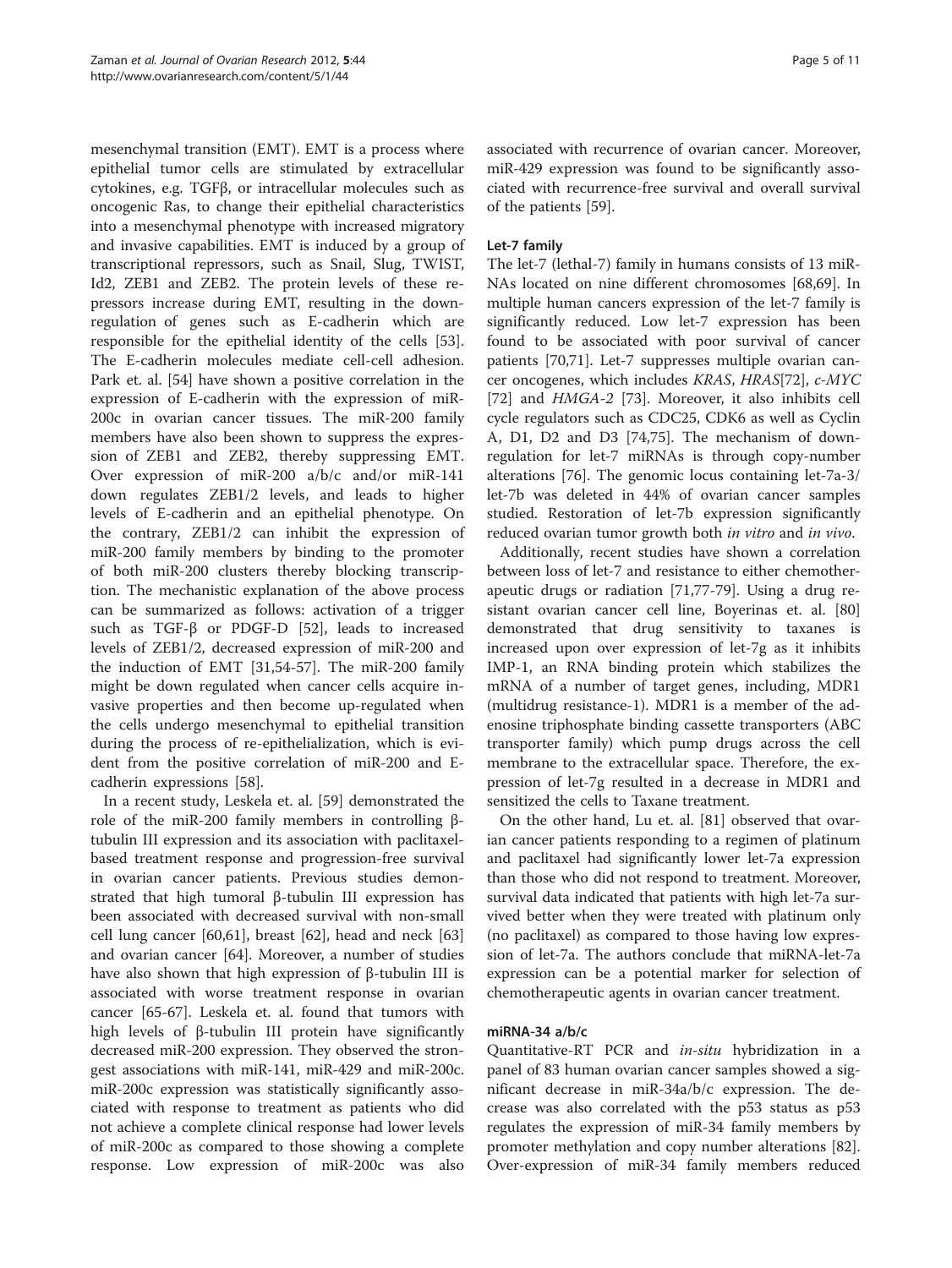mesenchymal transition (EMT). EMT is a process where epithelial tumor cells are stimulated by extracellular cytokines, e.g. TGFβ, or intracellular molecules such as oncogenic Ras, to change their epithelial characteristics into a mesenchymal phenotype with increased migratory and invasive capabilities. EMT is induced by a group of transcriptional repressors, such as Snail, Slug, TWIST, Id2, ZEB1 and ZEB2. The protein levels of these repressors increase during EMT, resulting in the down-regulation of genes such as E-cadherin which are responsible for the epithelial identity of the cells [53]. The E-cadherin molecules mediate cell-cell adhesion. Park et. al. [54] have shown a positive correlation in the expression of E-cadherin with the expression of miR-200c in ovarian cancer tissues. The miR-200 family members have also been shown to suppress the expression of ZEB1 and ZEB2, thereby suppressing EMT. Over expression of miR-200 a/b/c and/or miR-141 down regulates ZEB1/2 levels, and leads to higher levels of E-cadherin and an epithelial phenotype. On the contrary, ZEB1/2 can inhibit the expression of miR-200 family members by binding to the promoter of both miR-200 clusters thereby blocking transcription. The mechanistic explanation of the above process can be summarized as follows: activation of a trigger such as TGF-β or PDGF-D [52], leads to increased levels of ZEB1/2, decreased expression of miR-200 and the induction of EMT [31,54-57]. The miR-200 family might be down regulated when cancer cells acquire invasive properties and then become up-regulated when the cells undergo mesenchymal to epithelial transition during the process of re-epithelialization, which is evident from the positive correlation of miR-200 and E-cadherin expressions [58].

In a recent study, Leskela et. al. [59] demonstrated the role of the miR-200 family members in controlling β-tubulin III expression and its association with paclitaxel-based treatment response and progression-free survival in ovarian cancer patients. Previous studies demonstrated that high tumoral β-tubulin III expression has been associated with decreased survival with non-small cell lung cancer [60,61], breast [62], head and neck [63] and ovarian cancer [64]. Moreover, a number of studies have also shown that high expression of β-tubulin III is associated with worse treatment response in ovarian cancer [65-67]. Leskela et. al. found that tumors with high levels of β-tubulin III protein have significantly decreased miR-200 expression. They observed the strongest associations with miR-141, miR-429 and miR-200c. miR-200c expression was statistically significantly associated with response to treatment as patients who did not achieve a complete clinical response had lower levels of miR-200c as compared to those showing a complete response. Low expression of miR-200c was also associated with recurrence of ovarian cancer. Moreover, miR-429 expression was found to be significantly associated with recurrence-free survival and overall survival of the patients [59].

#### Let-7 family

The let-7 (lethal-7) family in humans consists of 13 miRNAs located on nine different chromosomes [68,69]. In multiple human cancers expression of the let-7 family is significantly reduced. Low let-7 expression has been found to be associated with poor survival of cancer patients [70,71]. Let-7 suppresses multiple ovarian cancer oncogenes, which includes *KRAS*, *HRAS*[72], *c-MYC* [72] and *HMGA-2* [73]. Moreover, it also inhibits cell cycle regulators such as CDC25, CDK6 as well as Cyclin A, D1, D2 and D3 [74,75]. The mechanism of down-regulation for let-7 miRNAs is through copy-number alterations [76]. The genomic locus containing let-7a-3/let-7b was deleted in 44% of ovarian cancer samples studied. Restoration of let-7b expression significantly reduced ovarian tumor growth both *in vitro* and *in vivo*.

Additionally, recent studies have shown a correlation between loss of let-7 and resistance to either chemotherapeutic drugs or radiation [71,77-79]. Using a drug resistant ovarian cancer cell line, Boyerinas et. al. [80] demonstrated that drug sensitivity to taxanes is increased upon over expression of let-7g as it inhibits IMP-1, an RNA binding protein which stabilizes the mRNA of a number of target genes, including, MDR1 (multidrug resistance-1). MDR1 is a member of the adenosine triphosphate binding cassette transporters (ABC transporter family) which pump drugs across the cell membrane to the extracellular space. Therefore, the expression of let-7g resulted in a decrease in MDR1 and sensitized the cells to Taxane treatment.

On the other hand, Lu et. al. [81] observed that ovarian cancer patients responding to a regimen of platinum and paclitaxel had significantly lower let-7a expression than those who did not respond to treatment. Moreover, survival data indicated that patients with high let-7a survived better when they were treated with platinum only (no paclitaxel) as compared to those having low expression of let-7a. The authors conclude that miRNA-let-7a expression can be a potential marker for selection of chemotherapeutic agents in ovarian cancer treatment.

#### miRNA-34 a/b/c

Quantitative-RT PCR and *in-situ* hybridization in a panel of 83 human ovarian cancer samples showed a significant decrease in miR-34a/b/c expression. The decrease was also correlated with the p53 status as p53 regulates the expression of miR-34 family members by promoter methylation and copy number alterations [82]. Over-expression of miR-34 family members reduced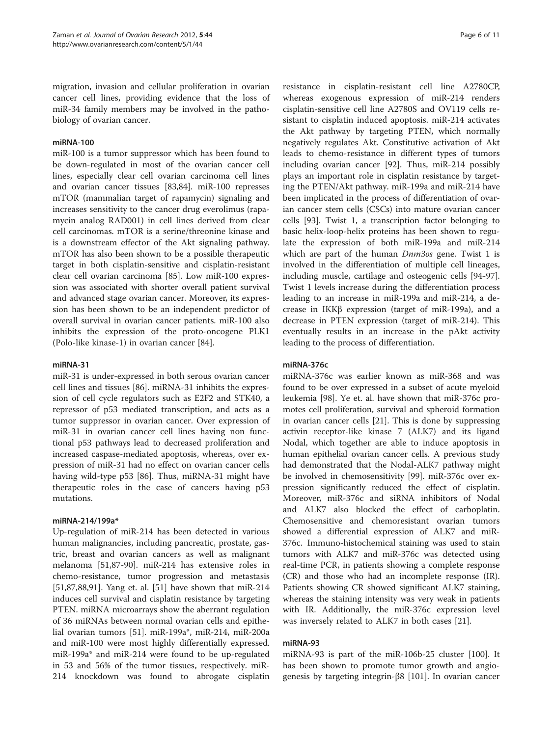migration, invasion and cellular proliferation in ovarian cancer cell lines, providing evidence that the loss of miR-34 family members may be involved in the pathobiology of ovarian cancer.

#### miRNA-100

miR-100 is a tumor suppressor which has been found to be down-regulated in most of the ovarian cancer cell lines, especially clear cell ovarian carcinoma cell lines and ovarian cancer tissues [83,84]. miR-100 represses mTOR (mammalian target of rapamycin) signaling and increases sensitivity to the cancer drug everolimus (rapamycin analog RAD001) in cell lines derived from clear cell carcinomas. mTOR is a serine/threonine kinase and is a downstream effector of the Akt signaling pathway. mTOR has also been shown to be a possible therapeutic target in both cisplatin-sensitive and cisplatin-resistant clear cell ovarian carcinoma [85]. Low miR-100 expression was associated with shorter overall patient survival and advanced stage ovarian cancer. Moreover, its expression has been shown to be an independent predictor of overall survival in ovarian cancer patients. miR-100 also inhibits the expression of the proto-oncogene PLK1 (Polo-like kinase-1) in ovarian cancer [84].

#### miRNA-31

miR-31 is under-expressed in both serous ovarian cancer cell lines and tissues [86]. miRNA-31 inhibits the expression of cell cycle regulators such as E2F2 and STK40, a repressor of p53 mediated transcription, and acts as a tumor suppressor in ovarian cancer. Over expression of miR-31 in ovarian cancer cell lines having non functional p53 pathways lead to decreased proliferation and increased caspase-mediated apoptosis, whereas, over expression of miR-31 had no effect on ovarian cancer cells having wild-type p53 [86]. Thus, miRNA-31 might have therapeutic roles in the case of cancers having p53 mutations.

#### miRNA-214/199a*

Up-regulation of miR-214 has been detected in various human malignancies, including pancreatic, prostate, gastric, breast and ovarian cancers as well as malignant melanoma [51,87-90]. miR-214 has extensive roles in chemo-resistance, tumor progression and metastasis [51,87,88,91]. Yang et. al. [51] have shown that miR-214 induces cell survival and cisplatin resistance by targeting PTEN. miRNA microarrays show the aberrant regulation of 36 miRNAs between normal ovarian cells and epithelial ovarian tumors [51]. miR-199a*, miR-214, miR-200a and miR-100 were most highly differentially expressed. miR-199a* and miR-214 were found to be up-regulated in 53 and 56% of the tumor tissues, respectively. miR-214 knockdown was found to abrogate cisplatin resistance in cisplatin-resistant cell line A2780CP, whereas exogenous expression of miR-214 renders cisplatin-sensitive cell line A2780S and OV119 cells resistant to cisplatin induced apoptosis. miR-214 activates the Akt pathway by targeting PTEN, which normally negatively regulates Akt. Constitutive activation of Akt leads to chemo-resistance in different types of tumors including ovarian cancer [92]. Thus, miR-214 possibly plays an important role in cisplatin resistance by targeting the PTEN/Akt pathway. miR-199a and miR-214 have been implicated in the process of differentiation of ovarian cancer stem cells (CSCs) into mature ovarian cancer cells [93]. Twist 1, a transcription factor belonging to basic helix-loop-helix proteins has been shown to regulate the expression of both miR-199a and miR-214 which are part of the human *Dnm3os* gene. Twist 1 is involved in the differentiation of multiple cell lineages, including muscle, cartilage and osteogenic cells [94-97]. Twist 1 levels increase during the differentiation process leading to an increase in miR-199a and miR-214, a decrease in IKKβ expression (target of miR-199a), and a decrease in PTEN expression (target of miR-214). This eventually results in an increase in the pAkt activity leading to the process of differentiation.

#### miRNA-376c

miRNA-376c was earlier known as miR-368 and was found to be over expressed in a subset of acute myeloid leukemia [98]. Ye et. al. have shown that miR-376c promotes cell proliferation, survival and spheroid formation in ovarian cancer cells [21]. This is done by suppressing activin receptor-like kinase 7 (ALK7) and its ligand Nodal, which together are able to induce apoptosis in human epithelial ovarian cancer cells. A previous study had demonstrated that the Nodal-ALK7 pathway might be involved in chemosensitivity [99]. miR-376c over expression significantly reduced the effect of cisplatin. Moreover, miR-376c and siRNA inhibitors of Nodal and ALK7 also blocked the effect of carboplatin. Chemosensitive and chemoresistant ovarian tumors showed a differential expression of ALK7 and miR-376c. Immuno-histochemical staining was used to stain tumors with ALK7 and miR-376c was detected using real-time PCR, in patients showing a complete response (CR) and those who had an incomplete response (IR). Patients showing CR showed significant ALK7 staining, whereas the staining intensity was very weak in patients with IR. Additionally, the miR-376c expression level was inversely related to ALK7 in both cases [21].

#### miRNA-93

miRNA-93 is part of the miR-106b-25 cluster [100]. It has been shown to promote tumor growth and angiogenesis by targeting integrin-β8 [101]. In ovarian cancer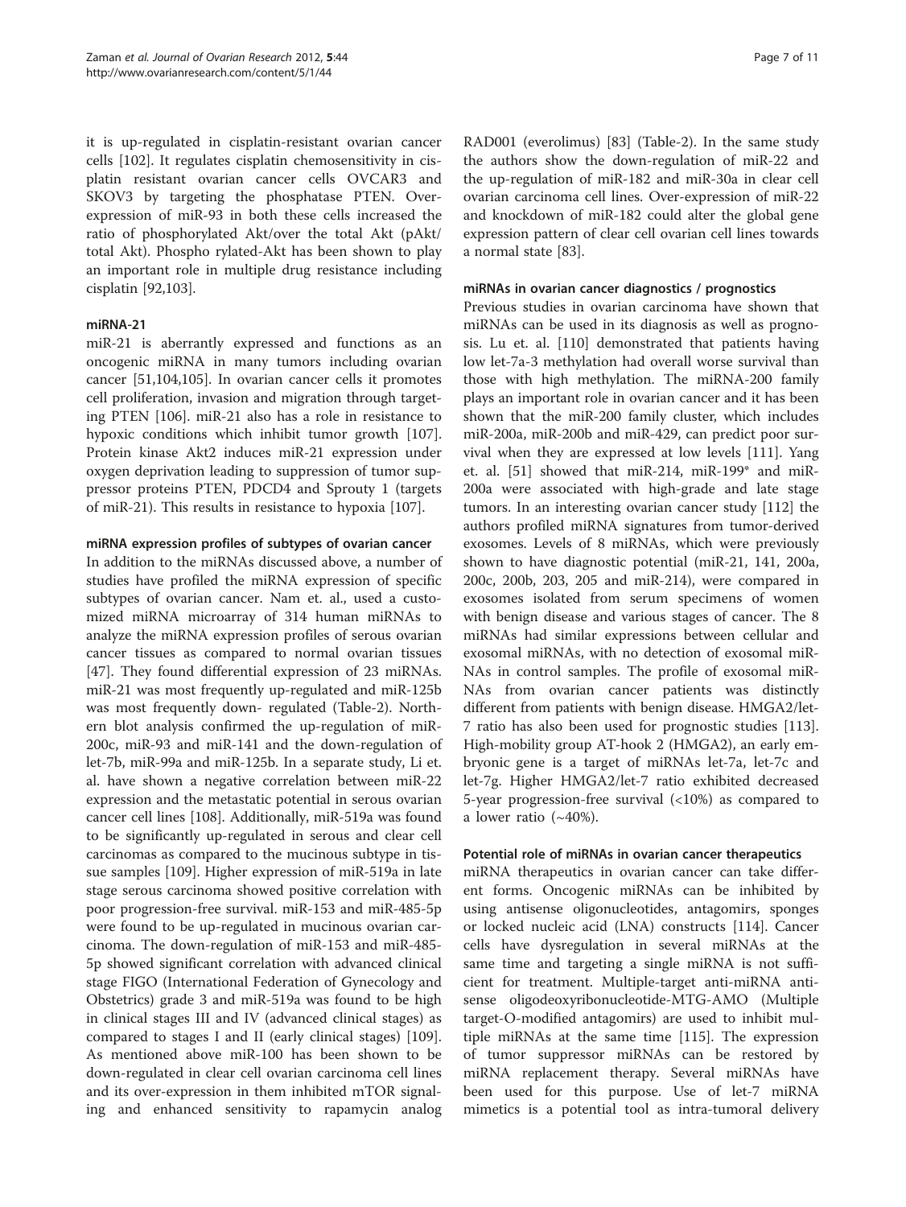it is up-regulated in cisplatin-resistant ovarian cancer cells [102]. It regulates cisplatin chemosensitivity in cisplatin resistant ovarian cancer cells OVCAR3 and SKOV3 by targeting the phosphatase PTEN. Over-expression of miR-93 in both these cells increased the ratio of phosphorylated Akt/over the total Akt (pAkt/total Akt). Phospho rylated-Akt has been shown to play an important role in multiple drug resistance including cisplatin [92,103].

#### miRNA-21

miR-21 is aberrantly expressed and functions as an oncogenic miRNA in many tumors including ovarian cancer [51,104,105]. In ovarian cancer cells it promotes cell proliferation, invasion and migration through targeting PTEN [106]. miR-21 also has a role in resistance to hypoxic conditions which inhibit tumor growth [107]. Protein kinase Akt2 induces miR-21 expression under oxygen deprivation leading to suppression of tumor suppressor proteins PTEN, PDCD4 and Sprouty 1 (targets of miR-21). This results in resistance to hypoxia [107].

#### miRNA expression profiles of subtypes of ovarian cancer

In addition to the miRNAs discussed above, a number of studies have profiled the miRNA expression of specific subtypes of ovarian cancer. Nam et. al., used a customized miRNA microarray of 314 human miRNAs to analyze the miRNA expression profiles of serous ovarian cancer tissues as compared to normal ovarian tissues [47]. They found differential expression of 23 miRNAs. miR-21 was most frequently up-regulated and miR-125b was most frequently down- regulated (Table-2). Northern blot analysis confirmed the up-regulation of miR-200c, miR-93 and miR-141 and the down-regulation of let-7b, miR-99a and miR-125b. In a separate study, Li et. al. have shown a negative correlation between miR-22 expression and the metastatic potential in serous ovarian cancer cell lines [108]. Additionally, miR-519a was found to be significantly up-regulated in serous and clear cell carcinomas as compared to the mucinous subtype in tissue samples [109]. Higher expression of miR-519a in late stage serous carcinoma showed positive correlation with poor progression-free survival. miR-153 and miR-485-5p were found to be up-regulated in mucinous ovarian carcinoma. The down-regulation of miR-153 and miR-485-5p showed significant correlation with advanced clinical stage FIGO (International Federation of Gynecology and Obstetrics) grade 3 and miR-519a was found to be high in clinical stages III and IV (advanced clinical stages) as compared to stages I and II (early clinical stages) [109]. As mentioned above miR-100 has been shown to be down-regulated in clear cell ovarian carcinoma cell lines and its over-expression in them inhibited mTOR signaling and enhanced sensitivity to rapamycin analog RAD001 (everolimus) [83] (Table-2). In the same study the authors show the down-regulation of miR-22 and the up-regulation of miR-182 and miR-30a in clear cell ovarian carcinoma cell lines. Over-expression of miR-22 and knockdown of miR-182 could alter the global gene expression pattern of clear cell ovarian cell lines towards a normal state [83].

#### miRNAs in ovarian cancer diagnostics / prognostics

Previous studies in ovarian carcinoma have shown that miRNAs can be used in its diagnosis as well as prognosis. Lu et. al. [110] demonstrated that patients having low let-7a-3 methylation had overall worse survival than those with high methylation. The miRNA-200 family plays an important role in ovarian cancer and it has been shown that the miR-200 family cluster, which includes miR-200a, miR-200b and miR-429, can predict poor survival when they are expressed at low levels [111]. Yang et. al. [51] showed that miR-214, miR-199* and miR-200a were associated with high-grade and late stage tumors. In an interesting ovarian cancer study [112] the authors profiled miRNA signatures from tumor-derived exosomes. Levels of 8 miRNAs, which were previously shown to have diagnostic potential (miR-21, 141, 200a, 200c, 200b, 203, 205 and miR-214), were compared in exosomes isolated from serum specimens of women with benign disease and various stages of cancer. The 8 miRNAs had similar expressions between cellular and exosomal miRNAs, with no detection of exosomal miRNAs in control samples. The profile of exosomal miRNAs from ovarian cancer patients was distinctly different from patients with benign disease. HMGA2/let-7 ratio has also been used for prognostic studies [113]. High-mobility group AT-hook 2 (HMGA2), an early embryonic gene is a target of miRNAs let-7a, let-7c and let-7g. Higher HMGA2/let-7 ratio exhibited decreased 5-year progression-free survival (<10%) as compared to a lower ratio (~40%).

#### Potential role of miRNAs in ovarian cancer therapeutics

miRNA therapeutics in ovarian cancer can take different forms. Oncogenic miRNAs can be inhibited by using antisense oligonucleotides, antagomirs, sponges or locked nucleic acid (LNA) constructs [114]. Cancer cells have dysregulation in several miRNAs at the same time and targeting a single miRNA is not sufficient for treatment. Multiple-target anti-miRNA antisense oligodeoxyribonucleotide-MTG-AMO (Multiple target-O-modified antagomirs) are used to inhibit multiple miRNAs at the same time [115]. The expression of tumor suppressor miRNAs can be restored by miRNA replacement therapy. Several miRNAs have been used for this purpose. Use of let-7 miRNA mimetics is a potential tool as intra-tumoral delivery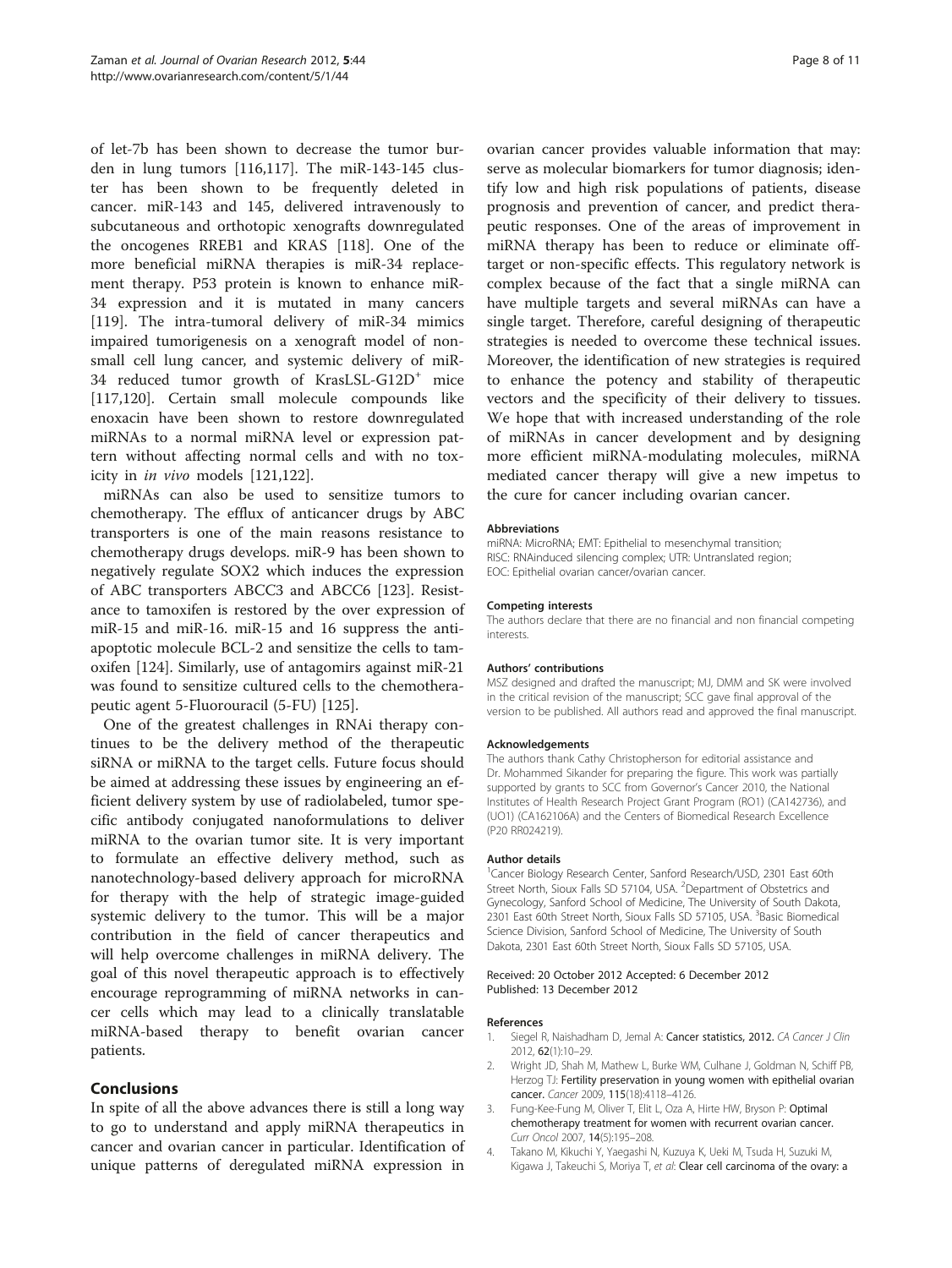of let-7b has been shown to decrease the tumor burden in lung tumors [116,117]. The miR-143-145 cluster has been shown to be frequently deleted in cancer. miR-143 and 145, delivered intravenously to subcutaneous and orthotopic xenografts downregulated the oncogenes RREB1 and KRAS [118]. One of the more beneficial miRNA therapies is miR-34 replacement therapy. P53 protein is known to enhance miR-34 expression and it is mutated in many cancers [119]. The intra-tumoral delivery of miR-34 mimics impaired tumorigenesis on a xenograft model of non-small cell lung cancer, and systemic delivery of miR-34 reduced tumor growth of KrasLSL-G12D$^{+}$ mice [117,120]. Certain small molecule compounds like enoxacin have been shown to restore downregulated miRNAs to a normal miRNA level or expression pattern without affecting normal cells and with no toxicity in *in vivo* models [121,122].

miRNAs can also be used to sensitize tumors to chemotherapy. The efflux of anticancer drugs by ABC transporters is one of the main reasons resistance to chemotherapy drugs develops. miR-9 has been shown to negatively regulate SOX2 which induces the expression of ABC transporters ABCC3 and ABCC6 [123]. Resistance to tamoxifen is restored by the over expression of miR-15 and miR-16. miR-15 and 16 suppress the anti-apoptotic molecule BCL-2 and sensitize the cells to tamoxifen [124]. Similarly, use of antagomirs against miR-21 was found to sensitize cultured cells to the chemotherapeutic agent 5-Fluorouracil (5-FU) [125].

One of the greatest challenges in RNAi therapy continues to be the delivery method of the therapeutic siRNA or miRNA to the target cells. Future focus should be aimed at addressing these issues by engineering an efficient delivery system by use of radiolabeled, tumor specific antibody conjugated nanoformulations to deliver miRNA to the ovarian tumor site. It is very important to formulate an effective delivery method, such as nanotechnology-based delivery approach for microRNA for therapy with the help of strategic image-guided systemic delivery to the tumor. This will be a major contribution in the field of cancer therapeutics and will help overcome challenges in miRNA delivery. The goal of this novel therapeutic approach is to effectively encourage reprogramming of miRNA networks in cancer cells which may lead to a clinically translatable miRNA-based therapy to benefit ovarian cancer patients.

## Conclusions

In spite of all the above advances there is still a long way to go to understand and apply miRNA therapeutics in cancer and ovarian cancer in particular. Identification of unique patterns of deregulated miRNA expression in ovarian cancer provides valuable information that may: serve as molecular biomarkers for tumor diagnosis; identify low and high risk populations of patients, disease prognosis and prevention of cancer, and predict therapeutic responses. One of the areas of improvement in miRNA therapy has been to reduce or eliminate off-target or non-specific effects. This regulatory network is complex because of the fact that a single miRNA can have multiple targets and several miRNAs can have a single target. Therefore, careful designing of therapeutic strategies is needed to overcome these technical issues. Moreover, the identification of new strategies is required to enhance the potency and stability of therapeutic vectors and the specificity of their delivery to tissues. We hope that with increased understanding of the role of miRNAs in cancer development and by designing more efficient miRNA-modulating molecules, miRNA mediated cancer therapy will give a new impetus to the cure for cancer including ovarian cancer.

#### Abbreviations

miRNA: MicroRNA; EMT: Epithelial to mesenchymal transition; RISC: RNAinduced silencing complex; UTR: Untranslated region; EOC: Epithelial ovarian cancer/ovarian cancer.

#### Competing interests

The authors declare that there are no financial and non financial competing interests.

#### Authors' contributions

MSZ designed and drafted the manuscript; MJ, DMM and SK were involved in the critical revision of the manuscript; SCC gave final approval of the version to be published. All authors read and approved the final manuscript.

#### Acknowledgements

The authors thank Cathy Christopherson for editorial assistance and Dr. Mohammed Sikander for preparing the figure. This work was partially supported by grants to SCC from Governor's Cancer 2010, the National Institutes of Health Research Project Grant Program (RO1) (CA142736), and (UO1) (CA162106A) and the Centers of Biomedical Research Excellence (P20 RR024219).

#### Author details

[1]Cancer Biology Research Center, Sanford Research/USD, 2301 East 60th Street North, Sioux Falls SD 57104, USA. [2]Department of Obstetrics and Gynecology, Sanford School of Medicine, The University of South Dakota, 2301 East 60th Street North, Sioux Falls SD 57105, USA. [3]Basic Biomedical Science Division, Sanford School of Medicine, The University of South Dakota, 2301 East 60th Street North, Sioux Falls SD 57105, USA.

Received: 20 October 2012 Accepted: 6 December 2012
Published: 13 December 2012

#### References

1. Siegel R, Naishadham D, Jemal A: **Cancer statistics, 2012.** *CA Cancer J Clin* 2012, **62**(1):10–29.
2. Wright JD, Shah M, Mathew L, Burke WM, Culhane J, Goldman N, Schiff PB, Herzog TJ: **Fertility preservation in young women with epithelial ovarian cancer.** *Cancer* 2009, **115**(18):4118–4126.
3. Fung-Kee-Fung M, Oliver T, Elit L, Oza A, Hirte HW, Bryson P: **Optimal chemotherapy treatment for women with recurrent ovarian cancer.** *Curr Oncol* 2007, **14**(5):195–208.
4. Takano M, Kikuchi Y, Yaegashi N, Kuzuya K, Ueki M, Tsuda H, Suzuki M, Kigawa J, Takeuchi S, Moriya T, *et al*: **Clear cell carcinoma of the ovary: a**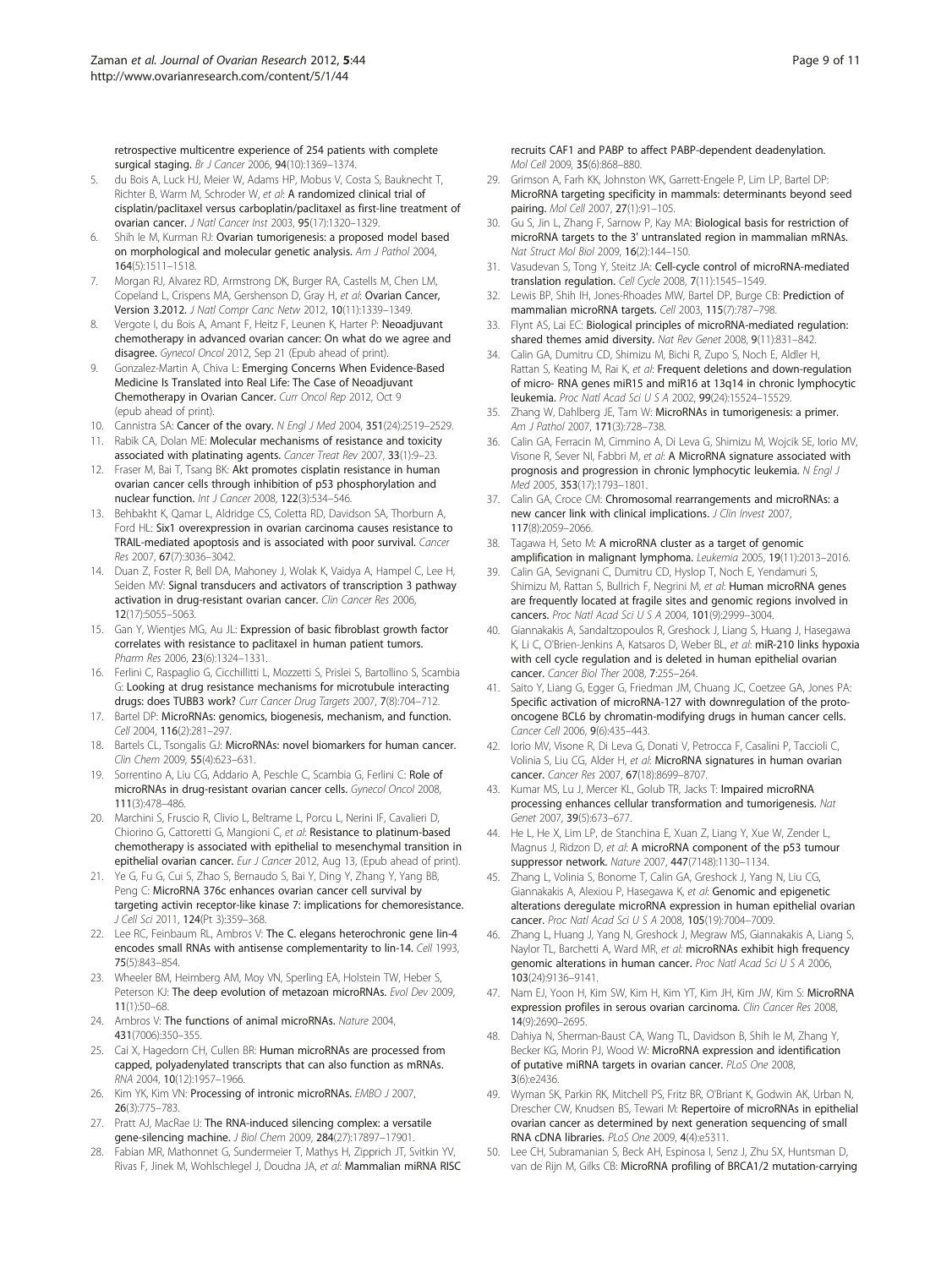retrospective multicentre experience of 254 patients with complete surgical staging. *Br J Cancer* 2006, **94**(10):1369–1374.

5. du Bois A, Luck HJ, Meier W, Adams HP, Mobus V, Costa S, Bauknecht T, Richter B, Warm M, Schroder W, *et al*: **A randomized clinical trial of cisplatin/paclitaxel versus carboplatin/paclitaxel as first-line treatment of ovarian cancer.** *J Natl Cancer Inst* 2003, **95**(17):1320–1329.
6. Shih le M, Kurman RJ: **Ovarian tumorigenesis: a proposed model based on morphological and molecular genetic analysis.** *Am J Pathol* 2004, **164**(5):1511–1518.
7. Morgan RJ, Alvarez RD, Armstrong DK, Burger RA, Castells M, Chen LM, Copeland L, Crispens MA, Gershenson D, Gray H, *et al*: **Ovarian Cancer, Version 3.2012.** *J Natl Compr Canc Netw* 2012, **10**(11):1339–1349.
8. Vergote I, du Bois A, Amant F, Heitz F, Leunen K, Harter P: **Neoadjuvant chemotherapy in advanced ovarian cancer: On what do we agree and disagree.** *Gynecol Oncol* 2012, Sep 21 (Epub ahead of print).
9. Gonzalez-Martin A, Chiva L: **Emerging Concerns When Evidence-Based Medicine Is Translated into Real Life: The Case of Neoadjuvant Chemotherapy in Ovarian Cancer.** *Curr Oncol Rep* 2012, Oct 9 (epub ahead of print).
10. Cannistra SA: **Cancer of the ovary.** *N Engl J Med* 2004, **351**(24):2519–2529.
11. Rabik CA, Dolan ME: **Molecular mechanisms of resistance and toxicity associated with platinating agents.** *Cancer Treat Rev* 2007, **33**(1):9–23.
12. Fraser M, Bai T, Tsang BK: **Akt promotes cisplatin resistance in human ovarian cancer cells through inhibition of p53 phosphorylation and nuclear function.** *Int J Cancer* 2008, **122**(3):534–546.
13. Behbakht K, Qamar L, Aldridge CS, Coletta RD, Davidson SA, Thorburn A, Ford HL: **Six1 overexpression in ovarian carcinoma causes resistance to TRAIL-mediated apoptosis and is associated with poor survival.** *Cancer Res* 2007, **67**(7):3036–3042.
14. Duan Z, Foster R, Bell DA, Mahoney J, Wolak K, Vaidya A, Hampel C, Lee H, Seiden MV: **Signal transducers and activators of transcription 3 pathway activation in drug-resistant ovarian cancer.** *Clin Cancer Res* 2006, **12**(17):5055–5063.
15. Gan Y, Wientjes MG, Au JL: **Expression of basic fibroblast growth factor correlates with resistance to paclitaxel in human patient tumors.** *Pharm Res* 2006, **23**(6):1324–1331.
16. Ferlini C, Raspaglio G, Cicchillitti L, Mozzetti S, Prislei S, Bartollino S, Scambia G: **Looking at drug resistance mechanisms for microtubule interacting drugs: does TUBB3 work?** *Curr Cancer Drug Targets* 2007, **7**(8):704–712.
17. Bartel DP: **MicroRNAs: genomics, biogenesis, mechanism, and function.** *Cell* 2004, **116**(2):281–297.
18. Bartels CL, Tsongalis GJ: **MicroRNAs: novel biomarkers for human cancer.** *Clin Chem* 2009, **55**(4):623–631.
19. Sorrentino A, Liu CG, Addario A, Peschle C, Scambia G, Ferlini C: **Role of microRNAs in drug-resistant ovarian cancer cells.** *Gynecol Oncol* 2008, **111**(3):478–486.
20. Marchini S, Fruscio R, Clivio L, Beltrame L, Porcu L, Nerini IF, Cavalieri D, Chiorino G, Cattoretti G, Mangioni C, *et al*: **Resistance to platinum-based chemotherapy is associated with epithelial to mesenchymal transition in epithelial ovarian cancer.** *Eur J Cancer* 2012, Aug 13, (Epub ahead of print).
21. Ye G, Fu G, Cui S, Zhao S, Bernaudo S, Bai Y, Ding Y, Zhang Y, Yang BB, Peng C: **MicroRNA 376c enhances ovarian cancer cell survival by targeting activin receptor-like kinase 7: implications for chemoresistance.** *J Cell Sci* 2011, **124**(Pt 3):359–368.
22. Lee RC, Feinbaum RL, Ambros V: **The C. elegans heterochronic gene lin-4 encodes small RNAs with antisense complementarity to lin-14.** *Cell* 1993, **75**(5):843–854.
23. Wheeler BM, Heimberg AM, Moy VN, Sperling EA, Holstein TW, Heber S, Peterson KJ: **The deep evolution of metazoan microRNAs.** *Evol Dev* 2009, **11**(1):50–68.
24. Ambros V: **The functions of animal microRNAs.** *Nature* 2004, **431**(7006):350–355.
25. Cai X, Hagedorn CH, Cullen BR: **Human microRNAs are processed from capped, polyadenylated transcripts that can also function as mRNAs.** *RNA* 2004, **10**(12):1957–1966.
26. Kim YK, Kim VN: **Processing of intronic microRNAs.** *EMBO J* 2007, **26**(3):775–783.
27. Pratt AJ, MacRae IJ: **The RNA-induced silencing complex: a versatile gene-silencing machine.** *J Biol Chem* 2009, **284**(27):17897–17901.
28. Fabian MR, Mathonnet G, Sundermeier T, Mathys H, Zipprich JT, Svitkin YV, Rivas F, Jinek M, Wohlschlegel J, Doudna JA, *et al*: **Mammalian miRNA RISC recruits CAF1 and PABP to affect PABP-dependent deadenylation.** *Mol Cell* 2009, **35**(6):868–880.
29. Grimson A, Farh KK, Johnston WK, Garrett-Engele P, Lim LP, Bartel DP: **MicroRNA targeting specificity in mammals: determinants beyond seed pairing.** *Mol Cell* 2007, **27**(1):91–105.
30. Gu S, Jin L, Zhang F, Sarnow P, Kay MA: **Biological basis for restriction of microRNA targets to the 3' untranslated region in mammalian mRNAs.** *Nat Struct Mol Biol* 2009, **16**(2):144–150.
31. Vasudevan S, Tong Y, Steitz JA: **Cell-cycle control of microRNA-mediated translation regulation.** *Cell Cycle* 2008, **7**(11):1545–1549.
32. Lewis BP, Shih IH, Jones-Rhoades MW, Bartel DP, Burge CB: **Prediction of mammalian microRNA targets.** *Cell* 2003, **115**(7):787–798.
33. Flynt AS, Lai EC: **Biological principles of microRNA-mediated regulation: shared themes amid diversity.** *Nat Rev Genet* 2008, **9**(11):831–842.
34. Calin GA, Dumitru CD, Shimizu M, Bichi R, Zupo S, Noch E, Aldler H, Rattan S, Keating M, Rai K, *et al*: **Frequent deletions and down-regulation of micro- RNA genes miR15 and miR16 at 13q14 in chronic lymphocytic leukemia.** *Proc Natl Acad Sci U S A* 2002, **99**(24):15524–15529.
35. Zhang W, Dahlberg JE, Tam W: **MicroRNAs in tumorigenesis: a primer.** *Am J Pathol* 2007, **171**(3):728–738.
36. Calin GA, Ferracin M, Cimmino A, Di Leva G, Shimizu M, Wojcik SE, Iorio MV, Visone R, Sever NI, Fabbri M, *et al*: **A MicroRNA signature associated with prognosis and progression in chronic lymphocytic leukemia.** *N Engl J Med* 2005, **353**(17):1793–1801.
37. Calin GA, Croce CM: **Chromosomal rearrangements and microRNAs: a new cancer link with clinical implications.** *J Clin Invest* 2007, **117**(8):2059–2066.
38. Tagawa H, Seto M: **A microRNA cluster as a target of genomic amplification in malignant lymphoma.** *Leukemia* 2005, **19**(11):2013–2016.
39. Calin GA, Sevignani C, Dumitru CD, Hyslop T, Noch E, Yendamuri S, Shimizu M, Rattan S, Bullrich F, Negrini M, *et al*: **Human microRNA genes are frequently located at fragile sites and genomic regions involved in cancers.** *Proc Natl Acad Sci U S A* 2004, **101**(9):2999–3004.
40. Giannakakis A, Sandaltzopoulos R, Greshock J, Liang S, Huang J, Hasegawa K, Li C, O'Brien-Jenkins A, Katsaros D, Weber BL, *et al*: **miR-210 links hypoxia with cell cycle regulation and is deleted in human epithelial ovarian cancer.** *Cancer Biol Ther* 2008, **7**:255–264.
41. Saito Y, Liang G, Egger G, Friedman JM, Chuang JC, Coetzee GA, Jones PA: **Specific activation of microRNA-127 with downregulation of the proto-oncogene BCL6 by chromatin-modifying drugs in human cancer cells.** *Cancer Cell* 2006, **9**(6):435–443.
42. Iorio MV, Visone R, Di Leva G, Donati V, Petrocca F, Casalini P, Taccioli C, Volinia S, Liu CG, Alder H, *et al*: **MicroRNA signatures in human ovarian cancer.** *Cancer Res* 2007, **67**(18):8699–8707.
43. Kumar MS, Lu J, Mercer KL, Golub TR, Jacks T: **Impaired microRNA processing enhances cellular transformation and tumorigenesis.** *Nat Genet* 2007, **39**(5):673–677.
44. He L, He X, Lim LP, de Stanchina E, Xuan Z, Liang Y, Xue W, Zender L, Magnus J, Ridzon D, *et al*: **A microRNA component of the p53 tumour suppressor network.** *Nature* 2007, **447**(7148):1130–1134.
45. Zhang L, Volinia S, Bonome T, Calin GA, Greshock J, Yang N, Liu CG, Giannakakis A, Alexiou P, Hasegawa K, *et al*: **Genomic and epigenetic alterations deregulate microRNA expression in human epithelial ovarian cancer.** *Proc Natl Acad Sci U S A* 2008, **105**(19):7004–7009.
46. Zhang L, Huang J, Yang N, Greshock J, Megraw MS, Giannakakis A, Liang S, Naylor TL, Barchetti A, Ward MR, *et al*: **microRNAs exhibit high frequency genomic alterations in human cancer.** *Proc Natl Acad Sci U S A* 2006, **103**(24):9136–9141.
47. Nam EJ, Yoon H, Kim SW, Kim H, Kim YT, Kim JH, Kim JW, Kim S: **MicroRNA expression profiles in serous ovarian carcinoma.** *Clin Cancer Res* 2008, **14**(9):2690–2695.
48. Dahiya N, Sherman-Baust CA, Wang TL, Davidson B, Shih le M, Zhang Y, Becker KG, Morin PJ, Wood W: **MicroRNA expression and identification of putative miRNA targets in ovarian cancer.** *PLoS One* 2008, **3**(6):e2436.
49. Wyman SK, Parkin RK, Mitchell PS, Fritz BR, O'Briant K, Godwin AK, Urban N, Drescher CW, Knudsen BS, Tewari M: **Repertoire of microRNAs in epithelial ovarian cancer as determined by next generation sequencing of small RNA cDNA libraries.** *PLoS One* 2009, **4**(4):e5311.
50. Lee CH, Subramanian S, Beck AH, Espinosa I, Senz J, Zhu SX, Huntsman D, van de Rijn M, Gilks CB: **MicroRNA profiling of BRCA1/2 mutation-carrying**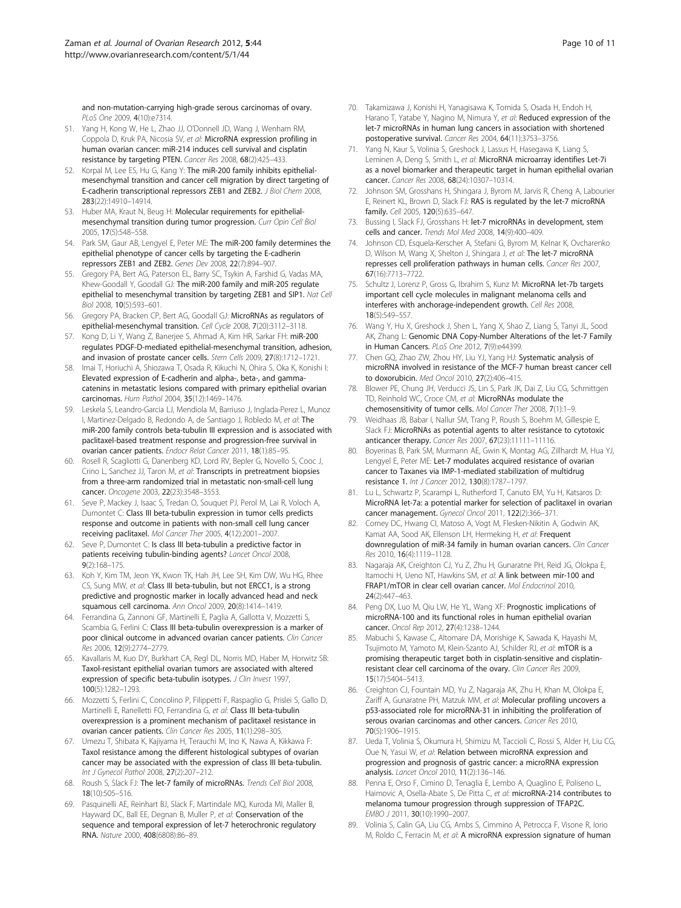and non-mutation-carrying high-grade serous carcinomas of ovary. *PLoS One* 2009, **4**(10):e7314.

51. Yang H, Kong W, He L, Zhao JJ, O'Donnell JD, Wang J, Wenham RM, Coppola D, Kruk PA, Nicosia SV, *et al*: **MicroRNA expression profiling in human ovarian cancer: miR-214 induces cell survival and cisplatin resistance by targeting PTEN.** *Cancer Res* 2008, **68**(2):425–433.
52. Korpal M, Lee ES, Hu G, Kang Y: **The miR-200 family inhibits epithelial-mesenchymal transition and cancer cell migration by direct targeting of E-cadherin transcriptional repressors ZEB1 and ZEB2.** *J Biol Chem* 2008, **283**(22):14910–14914.
53. Huber MA, Kraut N, Beug H: **Molecular requirements for epithelial-mesenchymal transition during tumor progression.** *Curr Opin Cell Biol* 2005, **17**(5):548–558.
54. Park SM, Gaur AB, Lengyel E, Peter ME: **The miR-200 family determines the epithelial phenotype of cancer cells by targeting the E-cadherin repressors ZEB1 and ZEB2.** *Genes Dev* 2008, **22**(7):894–907.
55. Gregory PA, Bert AG, Paterson EL, Barry SC, Tsykin A, Farshid G, Vadas MA, Khew-Goodall Y, Goodall GJ: **The miR-200 family and miR-205 regulate epithelial to mesenchymal transition by targeting ZEB1 and SIP1.** *Nat Cell Biol* 2008, **10**(5):593–601.
56. Gregory PA, Bracken CP, Bert AG, Goodall GJ: **MicroRNAs as regulators of epithelial-mesenchymal transition.** *Cell Cycle* 2008, **7**(20):3112–3118.
57. Kong D, Li Y, Wang Z, Banerjee S, Ahmad A, Kim HR, Sarkar FH: **miR-200 regulates PDGF-D-mediated epithelial-mesenchymal transition, adhesion, and invasion of prostate cancer cells.** *Stem Cells* 2009, **27**(8):1712–1721.
58. Imai T, Horiuchi A, Shiozawa T, Osada R, Kikuchi N, Ohira S, Oka K, Konishi I: **Elevated expression of E-cadherin and alpha-, beta-, and gamma-catenins in metastatic lesions compared with primary epithelial ovarian carcinomas.** *Hum Pathol* 2004, **35**(12):1469–1476.
59. Leskela S, Leandro-Garcia LJ, Mendiola M, Barriuso J, Inglada-Perez L, Munoz I, Martinez-Delgado B, Redondo A, de Santiago J, Robledo M, *et al*: **The miR-200 family controls beta-tubulin III expression and is associated with paclitaxel-based treatment response and progression-free survival in ovarian cancer patients.** *Endocr Relat Cancer* 2011, **18**(1):85–95.
60. Rosell R, Scagliotti G, Danenberg KD, Lord RV, Bepler G, Novello S, Cooc J, Crino L, Sanchez JJ, Taron M, *et al*: **Transcripts in pretreatment biopsies from a three-arm randomized trial in metastatic non-small-cell lung cancer.** *Oncogene* 2003, **22**(23):3548–3553.
61. Seve P, Mackey J, Isaac S, Tredan O, Souquet PJ, Perol M, Lai R, Voloch A, Dumontet C: **Class III beta-tubulin expression in tumor cells predicts response and outcome in patients with non-small cell lung cancer receiving paclitaxel.** *Mol Cancer Ther* 2005, **4**(12):2001–2007.
62. Seve P, Dumontet C: **Is class III beta-tubulin a predictive factor in patients receiving tubulin-binding agents?** *Lancet Oncol* 2008, **9**(2):168–175.
63. Koh Y, Kim TM, Jeon YK, Kwon TK, Hah JH, Lee SH, Kim DW, Wu HG, Rhee CS, Sung MW, *et al*: **Class III beta-tubulin, but not ERCC1, is a strong predictive and prognostic marker in locally advanced head and neck squamous cell carcinoma.** *Ann Oncol* 2009, **20**(8):1414–1419.
64. Ferrandina G, Zannoni GF, Martinelli E, Paglia A, Gallotta V, Mozzetti S, Scambia G, Ferlini C: **Class III beta-tubulin overexpression is a marker of poor clinical outcome in advanced ovarian cancer patients.** *Clin Cancer Res* 2006, **12**(9):2774–2779.
65. Kavallaris M, Kuo DY, Burkhart CA, Regl DL, Norris MD, Haber M, Horwitz SB: **Taxol-resistant epithelial ovarian tumors are associated with altered expression of specific beta-tubulin isotypes.** *J Clin Invest* 1997, **100**(5):1282–1293.
66. Mozzetti S, Ferlini C, Concolino P, Filippetti F, Raspaglio G, Prislei S, Gallo D, Martinelli E, Ranelletti FO, Ferrandina G, *et al*: **Class III beta-tubulin overexpression is a prominent mechanism of paclitaxel resistance in ovarian cancer patients.** *Clin Cancer Res* 2005, **11**(1):298–305.
67. Umezu T, Shibata K, Kajiyama H, Terauchi M, Ino K, Nawa A, Kikkawa F: **Taxol resistance among the different histological subtypes of ovarian cancer may be associated with the expression of class III beta-tubulin.** *Int J Gynecol Pathol* 2008, **27**(2):207–212.
68. Roush S, Slack FJ: **The let-7 family of microRNAs.** *Trends Cell Biol* 2008, **18**(10):505–516.
69. Pasquinelli AE, Reinhart BJ, Slack F, Martindale MQ, Kuroda MI, Maller B, Hayward DC, Ball EE, Degnan B, Muller P, *et al*: **Conservation of the sequence and temporal expression of let-7 heterochronic regulatory RNA.** *Nature* 2000, **408**(6808):86–89.
70. Takamizawa J, Konishi H, Yanagisawa K, Tomida S, Osada H, Endoh H, Harano T, Yatabe Y, Nagino M, Nimura Y, *et al*: **Reduced expression of the let-7 microRNAs in human lung cancers in association with shortened postoperative survival.** *Cancer Res* 2004, **64**(11):3753–3756.
71. Yang N, Kaur S, Volinia S, Greshock J, Lassus H, Hasegawa K, Liang S, Leminen A, Deng S, Smith L, *et al*: **MicroRNA microarray identifies Let-7i as a novel biomarker and therapeutic target in human epithelial ovarian cancer.** *Cancer Res* 2008, **68**(24):10307–10314.
72. Johnson SM, Grosshans H, Shingara J, Byrom M, Jarvis R, Cheng A, Labourier E, Reinert KL, Brown D, Slack FJ: **RAS is regulated by the let-7 microRNA family.** *Cell* 2005, **120**(5):635–647.
73. Bussing I, Slack FJ, Grosshans H: **let-7 microRNAs in development, stem cells and cancer.** *Trends Mol Med* 2008, **14**(9):400–409.
74. Johnson CD, Esquela-Kerscher A, Stefani G, Byrom M, Kelnar K, Ovcharenko D, Wilson M, Wang X, Shelton J, Shingara J, *et al*: **The let-7 microRNA represses cell proliferation pathways in human cells.** *Cancer Res* 2007, **67**(16):7713–7722.
75. Schultz J, Lorenz P, Gross G, Ibrahim S, Kunz M: **MicroRNA let-7b targets important cell cycle molecules in malignant melanoma cells and interferes with anchorage-independent growth.** *Cell Res* 2008, **18**(5):549–557.
76. Wang Y, Hu X, Greshock J, Shen L, Yang X, Shao Z, Liang S, Tanyi JL, Sood AK, Zhang L: **Genomic DNA Copy-Number Alterations of the let-7 Family in Human Cancers.** *PLoS One* 2012, **7**(9):e44399.
77. Chen GQ, Zhao ZW, Zhou HY, Liu YJ, Yang HJ: **Systematic analysis of microRNA involved in resistance of the MCF-7 human breast cancer cell to doxorubicin.** *Med Oncol* 2010, **27**(2):406–415.
78. Blower PE, Chung JH, Verducci JS, Lin S, Park JK, Dai Z, Liu CG, Schmittgen TD, Reinhold WC, Croce CM, *et al*: **MicroRNAs modulate the chemosensitivity of tumor cells.** *Mol Cancer Ther* 2008, **7**(1):1–9.
79. Weidhaas JB, Babar I, Nallur SM, Trang P, Roush S, Boehm M, Gillespie E, Slack FJ: **MicroRNAs as potential agents to alter resistance to cytotoxic anticancer therapy.** *Cancer Res* 2007, **67**(23):11111–11116.
80. Boyerinas B, Park SM, Murmann AE, Gwin K, Montag AG, Zillhardt M, Hua YJ, Lengyel E, Peter ME: **Let-7 modulates acquired resistance of ovarian cancer to Taxanes via IMP-1-mediated stabilization of multidrug resistance 1.** *Int J Cancer* 2012, **130**(8):1787–1797.
81. Lu L, Schwartz P, Scarampi L, Rutherford T, Canuto EM, Yu H, Katsaros D: **MicroRNA let-7a: a potential marker for selection of paclitaxel in ovarian cancer management.** *Gynecol Oncol* 2011, **122**(2):366–371.
82. Corney DC, Hwang CI, Matoso A, Vogt M, Flesken-Nikitin A, Godwin AK, Kamat AA, Sood AK, Ellenson LH, Hermeking H, *et al*: **Frequent downregulation of miR-34 family in human ovarian cancers.** *Clin Cancer Res* 2010, **16**(4):1119–1128.
83. Nagaraja AK, Creighton CJ, Yu Z, Zhu H, Gunaratne PH, Reid JG, Olokpa E, Itamochi H, Ueno NT, Hawkins SM, *et al*: **A link between mir-100 and FRAP1/mTOR in clear cell ovarian cancer.** *Mol Endocrinol* 2010, **24**(2):447–463.
84. Peng DX, Luo M, Qiu LW, He YL, Wang XF: **Prognostic implications of microRNA-100 and its functional roles in human epithelial ovarian cancer.** *Oncol Rep* 2012, **27**(4):1238–1244.
85. Mabuchi S, Kawase C, Altomare DA, Morishige K, Sawada K, Hayashi M, Tsujimoto M, Yamoto M, Klein-Szanto AJ, Schilder RJ, *et al*: **mTOR is a promising therapeutic target both in cisplatin-sensitive and cisplatin-resistant clear cell carcinoma of the ovary.** *Clin Cancer Res* 2009, **15**(17):5404–5413.
86. Creighton CJ, Fountain MD, Yu Z, Nagaraja AK, Zhu H, Khan M, Olokpa E, Zariff A, Gunaratne PH, Matzuk MM, *et al*: **Molecular profiling uncovers a p53-associated role for microRNA-31 in inhibiting the proliferation of serous ovarian carcinomas and other cancers.** *Cancer Res* 2010, **70**(5):1906–1915.
87. Ueda T, Volinia S, Okumura H, Shimizu M, Taccioli C, Rossi S, Alder H, Liu CG, Oue N, Yasui W, *et al*: **Relation between microRNA expression and progression and prognosis of gastric cancer: a microRNA expression analysis.** *Lancet Oncol* 2010, **11**(2):136–146.
88. Penna E, Orso F, Cimino D, Tenaglia E, Lembo A, Quaglino E, Poliseno L, Haimovic A, Osella-Abate S, De Pitta C, *et al*: **microRNA-214 contributes to melanoma tumour progression through suppression of TFAP2C.** *EMBO J* 2011, **30**(10):1990–2007.
89. Volinia S, Calin GA, Liu CG, Ambs S, Cimmino A, Petrocca F, Visone R, Iorio M, Roldo C, Ferracin M, *et al*: **A microRNA expression signature of human**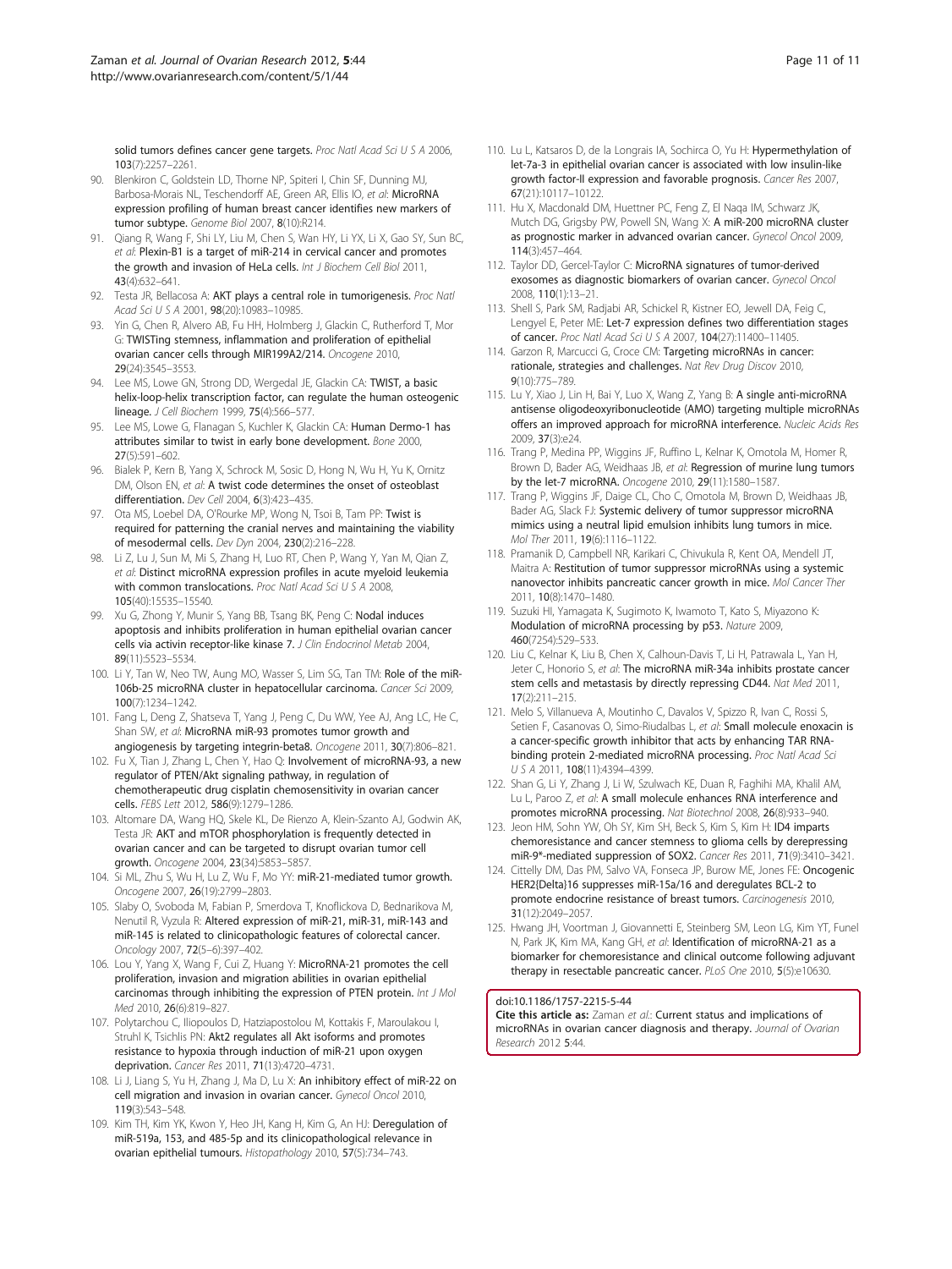solid tumors defines cancer gene targets. *Proc Natl Acad Sci U S A* 2006, **103**(7):2257–2261.

90. Blenkiron C, Goldstein LD, Thorne NP, Spiteri I, Chin SF, Dunning MJ, Barbosa-Morais NL, Teschendorff AE, Green AR, Ellis IO, *et al*: **MicroRNA expression profiling of human breast cancer identifies new markers of tumor subtype.** *Genome Biol* 2007, **8**(10):R214.
91. Qiang R, Wang F, Shi LY, Liu M, Chen S, Wan HY, Li YX, Li X, Gao SY, Sun BC, *et al*: **Plexin-B1 is a target of miR-214 in cervical cancer and promotes the growth and invasion of HeLa cells.** *Int J Biochem Cell Biol* 2011, **43**(4):632–641.
92. Testa JR, Bellacosa A: **AKT plays a central role in tumorigenesis.** *Proc Natl Acad Sci U S A* 2001, **98**(20):10983–10985.
93. Yin G, Chen R, Alvero AB, Fu HH, Holmberg J, Glackin C, Rutherford T, Mor G: **TWISTing stemness, inflammation and proliferation of epithelial ovarian cancer cells through MIR199A2/214.** *Oncogene* 2010, **29**(24):3545–3553.
94. Lee MS, Lowe GN, Strong DD, Wergedal JE, Glackin CA: **TWIST, a basic helix-loop-helix transcription factor, can regulate the human osteogenic lineage.** *J Cell Biochem* 1999, **75**(4):566–577.
95. Lee MS, Lowe G, Flanagan S, Kuchler K, Glackin CA: **Human Dermo-1 has attributes similar to twist in early bone development.** *Bone* 2000, **27**(5):591–602.
96. Bialek P, Kern B, Yang X, Schrock M, Sosic D, Hong N, Wu H, Yu K, Ornitz DM, Olson EN, *et al*: **A twist code determines the onset of osteoblast differentiation.** *Dev Cell* 2004, **6**(3):423–435.
97. Ota MS, Loebel DA, O'Rourke MP, Wong N, Tsoi B, Tam PP: **Twist is required for patterning the cranial nerves and maintaining the viability of mesodermal cells.** *Dev Dyn* 2004, **230**(2):216–228.
98. Li Z, Lu J, Sun M, Mi S, Zhang H, Luo RT, Chen P, Wang Y, Yan M, Qian Z, *et al*: **Distinct microRNA expression profiles in acute myeloid leukemia with common translocations.** *Proc Natl Acad Sci U S A* 2008, **105**(40):15535–15540.
99. Xu G, Zhong Y, Munir S, Yang BB, Tsang BK, Peng C: **Nodal induces apoptosis and inhibits proliferation in human epithelial ovarian cancer cells via activin receptor-like kinase 7.** *J Clin Endocrinol Metab* 2004, **89**(11):5523–5534.
100. Li Y, Tan W, Neo TW, Aung MO, Wasser S, Lim SG, Tan TM: **Role of the miR-106b-25 microRNA cluster in hepatocellular carcinoma.** *Cancer Sci* 2009, **100**(7):1234–1242.
101. Fang L, Deng Z, Shatseva T, Yang J, Peng C, Du WW, Yee AJ, Ang LC, He C, Shan SW, *et al*: **MicroRNA miR-93 promotes tumor growth and angiogenesis by targeting integrin-beta8.** *Oncogene* 2011, **30**(7):806–821.
102. Fu X, Tian J, Zhang L, Chen Y, Hao Q: **Involvement of microRNA-93, a new regulator of PTEN/Akt signaling pathway, in regulation of chemotherapeutic drug cisplatin chemosensitivity in ovarian cancer cells.** *FEBS Lett* 2012, **586**(9):1279–1286.
103. Altomare DA, Wang HQ, Skele KL, De Rienzo A, Klein-Szanto AJ, Godwin AK, Testa JR: **AKT and mTOR phosphorylation is frequently detected in ovarian cancer and can be targeted to disrupt ovarian tumor cell growth.** *Oncogene* 2004, **23**(34):5853–5857.
104. Si ML, Zhu S, Wu H, Lu Z, Wu F, Mo YY: **miR-21-mediated tumor growth.** *Oncogene* 2007, **26**(19):2799–2803.
105. Slaby O, Svoboda M, Fabian P, Smerdova T, Knoflickova D, Bednarikova M, Nenutil R, Vyzula R: **Altered expression of miR-21, miR-31, miR-143 and miR-145 is related to clinicopathologic features of colorectal cancer.** *Oncology* 2007, **72**(5–6):397–402.
106. Lou Y, Yang X, Wang F, Cui Z, Huang Y: **MicroRNA-21 promotes the cell proliferation, invasion and migration abilities in ovarian epithelial carcinomas through inhibiting the expression of PTEN protein.** *Int J Mol Med* 2010, **26**(6):819–827.
107. Polytarchou C, Iliopoulos D, Hatziapostolou M, Kottakis F, Maroulakou I, Struhl K, Tsichlis PN: **Akt2 regulates all Akt isoforms and promotes resistance to hypoxia through induction of miR-21 upon oxygen deprivation.** *Cancer Res* 2011, **71**(13):4720–4731.
108. Li J, Liang S, Yu H, Zhang J, Ma D, Lu X: **An inhibitory effect of miR-22 on cell migration and invasion in ovarian cancer.** *Gynecol Oncol* 2010, **119**(3):543–548.
109. Kim TH, Kim YK, Kwon Y, Heo JH, Kang H, Kim G, An HJ: **Deregulation of miR-519a, 153, and 485-5p and its clinicopathological relevance in ovarian epithelial tumours.** *Histopathology* 2010, **57**(5):734–743.
110. Lu L, Katsaros D, de la Longrais IA, Sochirca O, Yu H: **Hypermethylation of let-7a-3 in epithelial ovarian cancer is associated with low insulin-like growth factor-II expression and favorable prognosis.** *Cancer Res* 2007, **67**(21):10117–10122.
111. Hu X, Macdonald DM, Huettner PC, Feng Z, El Naqa IM, Schwarz JK, Mutch DG, Grigsby PW, Powell SN, Wang X: **A miR-200 microRNA cluster as prognostic marker in advanced ovarian cancer.** *Gynecol Oncol* 2009, **114**(3):457–464.
112. Taylor DD, Gercel-Taylor C: **MicroRNA signatures of tumor-derived exosomes as diagnostic biomarkers of ovarian cancer.** *Gynecol Oncol* 2008, **110**(1):13–21.
113. Shell S, Park SM, Radjabi AR, Schickel R, Kistner EO, Jewell DA, Feig C, Lengyel E, Peter ME: **Let-7 expression defines two differentiation stages of cancer.** *Proc Natl Acad Sci U S A* 2007, **104**(27):11400–11405.
114. Garzon R, Marcucci G, Croce CM: **Targeting microRNAs in cancer: rationale, strategies and challenges.** *Nat Rev Drug Discov* 2010, **9**(10):775–789.
115. Lu Y, Xiao J, Lin H, Bai Y, Luo X, Wang Z, Yang B: **A single anti-microRNA antisense oligodeoxyribonucleotide (AMO) targeting multiple microRNAs offers an improved approach for microRNA interference.** *Nucleic Acids Res* 2009, **37**(3):e24.
116. Trang P, Medina PP, Wiggins JF, Ruffino L, Kelnar K, Omotola M, Homer R, Brown D, Bader AG, Weidhaas JB, *et al*: **Regression of murine lung tumors by the let-7 microRNA.** *Oncogene* 2010, **29**(11):1580–1587.
117. Trang P, Wiggins JF, Daige CL, Cho C, Omotola M, Brown D, Weidhaas JB, Bader AG, Slack FJ: **Systemic delivery of tumor suppressor microRNA mimics using a neutral lipid emulsion inhibits lung tumors in mice.** *Mol Ther* 2011, **19**(6):1116–1122.
118. Pramanik D, Campbell NR, Karikari C, Chivukula R, Kent OA, Mendell JT, Maitra A: **Restitution of tumor suppressor microRNAs using a systemic nanovector inhibits pancreatic cancer growth in mice.** *Mol Cancer Ther* 2011, **10**(8):1470–1480.
119. Suzuki HI, Yamagata K, Sugimoto K, Iwamoto T, Kato S, Miyazono K: **Modulation of microRNA processing by p53.** *Nature* 2009, **460**(7254):529–533.
120. Liu C, Kelnar K, Liu B, Chen X, Calhoun-Davis T, Li H, Patrawala L, Yan H, Jeter C, Honorio S, *et al*: **The microRNA miR-34a inhibits prostate cancer stem cells and metastasis by directly repressing CD44.** *Nat Med* 2011, **17**(2):211–215.
121. Melo S, Villanueva A, Moutinho C, Davalos V, Spizzo R, Ivan C, Rossi S, Setien F, Casanovas O, Simo-Riudalbas L, *et al*: **Small molecule enoxacin is a cancer-specific growth inhibitor that acts by enhancing TAR RNA-binding protein 2-mediated microRNA processing.** *Proc Natl Acad Sci U S A* 2011, **108**(11):4394–4399.
122. Shan G, Li Y, Zhang J, Li W, Szulwach KE, Duan R, Faghihi MA, Khalil AM, Lu L, Paroo Z, *et al*: **A small molecule enhances RNA interference and promotes microRNA processing.** *Nat Biotechnol* 2008, **26**(8):933–940.
123. Jeon HM, Sohn YW, Oh SY, Kim SH, Beck S, Kim S, Kim H: **ID4 imparts chemoresistance and cancer stemness to glioma cells by derepressing miR-9*-mediated suppression of SOX2.** *Cancer Res* 2011, **71**(9):3410–3421.
124. Cittelly DM, Das PM, Salvo VA, Fonseca JP, Burow ME, Jones FE: **Oncogenic HER2{Delta}16 suppresses miR-15a/16 and deregulates BCL-2 to promote endocrine resistance of breast tumors.** *Carcinogenesis* 2010, **31**(12):2049–2057.
125. Hwang JH, Voortman J, Giovannetti E, Steinberg SM, Leon LG, Kim YT, Funel N, Park JK, Kim MA, Kang GH, *et al*: **Identification of microRNA-21 as a biomarker for chemoresistance and clinical outcome following adjuvant therapy in resectable pancreatic cancer.** *PLoS One* 2010, **5**(5):e10630.

doi:10.1186/1757-2215-5-44

**Cite this article as:** Zaman *et al.*: Current status and implications of microRNAs in ovarian cancer diagnosis and therapy. *Journal of Ovarian Research* 2012 **5**:44.